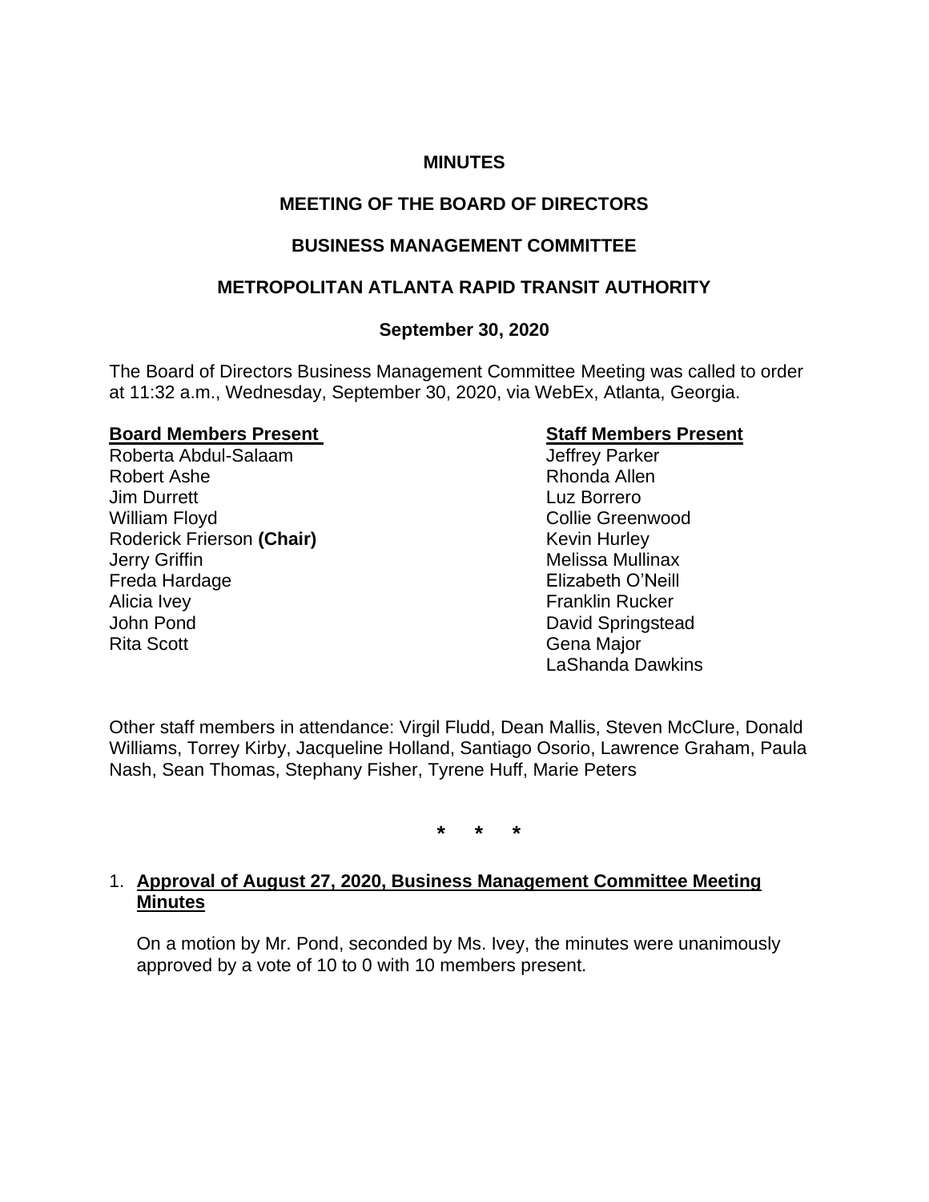**MINUTES**

**MEETING OF THE BOARD OF DIRECTORS**

**BUSINESS MANAGEMENT COMMITTEE**

**METROPOLITAN ATLANTA RAPID TRANSIT AUTHORITY**

**September 30, 2020**

The Board of Directors Business Management Committee Meeting was called to order at 11:32 a.m., Wednesday, September 30, 2020, via WebEx, Atlanta, Georgia.

| **Board Members Present** | **Staff Members Present** |
|---|---|
| Roberta Abdul-Salaam | Jeffrey Parker |
| Robert Ashe | Rhonda Allen |
| Jim Durrett | Luz Borrero |
| William Floyd | Collie Greenwood |
| Roderick Frierson **(Chair)** | Kevin Hurley |
| Jerry Griffin | Melissa Mullinax |
| Freda Hardage | Elizabeth O'Neill |
| Alicia Ivey | Franklin Rucker |
| John Pond | David Springstead |
| Rita Scott | Gena Major |
| | LaShanda Dawkins |

Other staff members in attendance: Virgil Fludd, Dean Mallis, Steven McClure, Donald Williams, Torrey Kirby, Jacqueline Holland, Santiago Osorio, Lawrence Graham, Paula Nash, Sean Thomas, Stephany Fisher, Tyrene Huff, Marie Peters

\* \* \*

1. **Approval of August 27, 2020, Business Management Committee Meeting Minutes**

   On a motion by Mr. Pond, seconded by Ms. Ivey, the minutes were unanimously approved by a vote of 10 to 0 with 10 members present.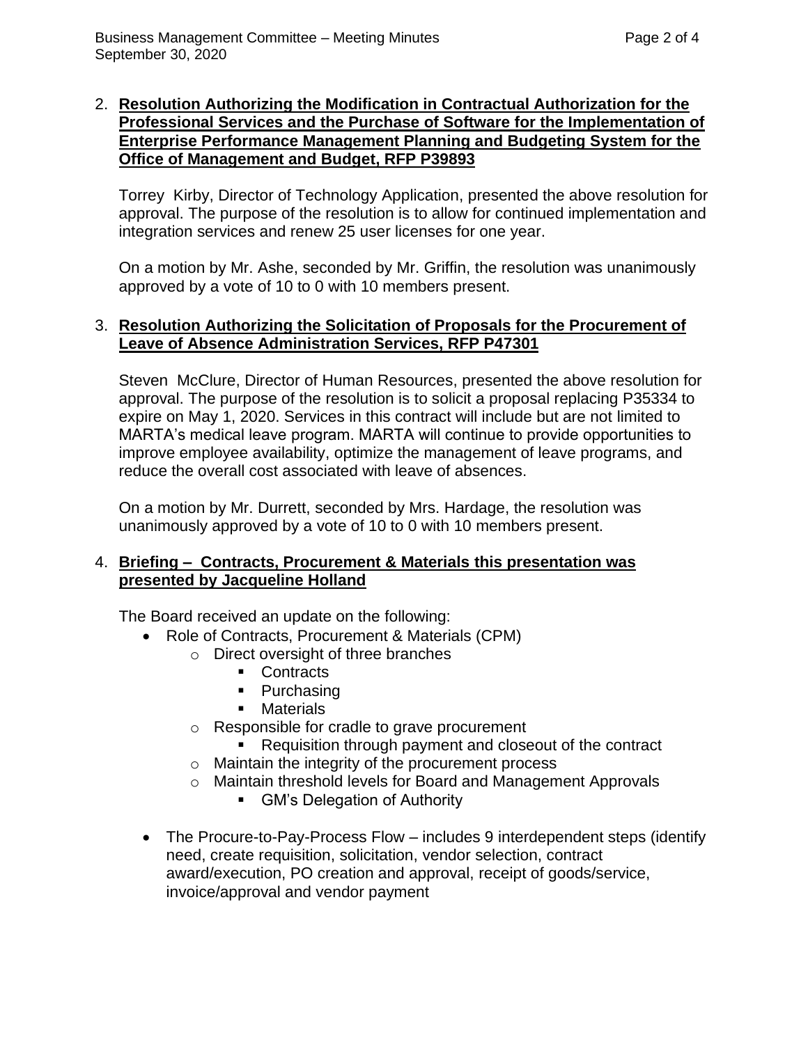2. **<u>Resolution Authorizing the Modification in Contractual Authorization for the Professional Services and the Purchase of Software for the Implementation of Enterprise Performance Management Planning and Budgeting System for the Office of Management and Budget, RFP P39893</u>**

   Torrey Kirby, Director of Technology Application, presented the above resolution for approval. The purpose of the resolution is to allow for continued implementation and integration services and renew 25 user licenses for one year.

   On a motion by Mr. Ashe, seconded by Mr. Griffin, the resolution was unanimously approved by a vote of 10 to 0 with 10 members present.

3. **<u>Resolution Authorizing the Solicitation of Proposals for the Procurement of Leave of Absence Administration Services, RFP P47301</u>**

   Steven McClure, Director of Human Resources, presented the above resolution for approval. The purpose of the resolution is to solicit a proposal replacing P35334 to expire on May 1, 2020. Services in this contract will include but are not limited to MARTA's medical leave program. MARTA will continue to provide opportunities to improve employee availability, optimize the management of leave programs, and reduce the overall cost associated with leave of absences.

   On a motion by Mr. Durrett, seconded by Mrs. Hardage, the resolution was unanimously approved by a vote of 10 to 0 with 10 members present.

4. **<u>Briefing – Contracts, Procurement & Materials this presentation was presented by Jacqueline Holland</u>**

   The Board received an update on the following:

   - Role of Contracts, Procurement & Materials (CPM)
     - Direct oversight of three branches
       - Contracts
       - Purchasing
       - Materials
     - Responsible for cradle to grave procurement
       - Requisition through payment and closeout of the contract
     - Maintain the integrity of the procurement process
     - Maintain threshold levels for Board and Management Approvals
       - GM's Delegation of Authority

   - The Procure-to-Pay-Process Flow – includes 9 interdependent steps (identify need, create requisition, solicitation, vendor selection, contract award/execution, PO creation and approval, receipt of goods/service, invoice/approval and vendor payment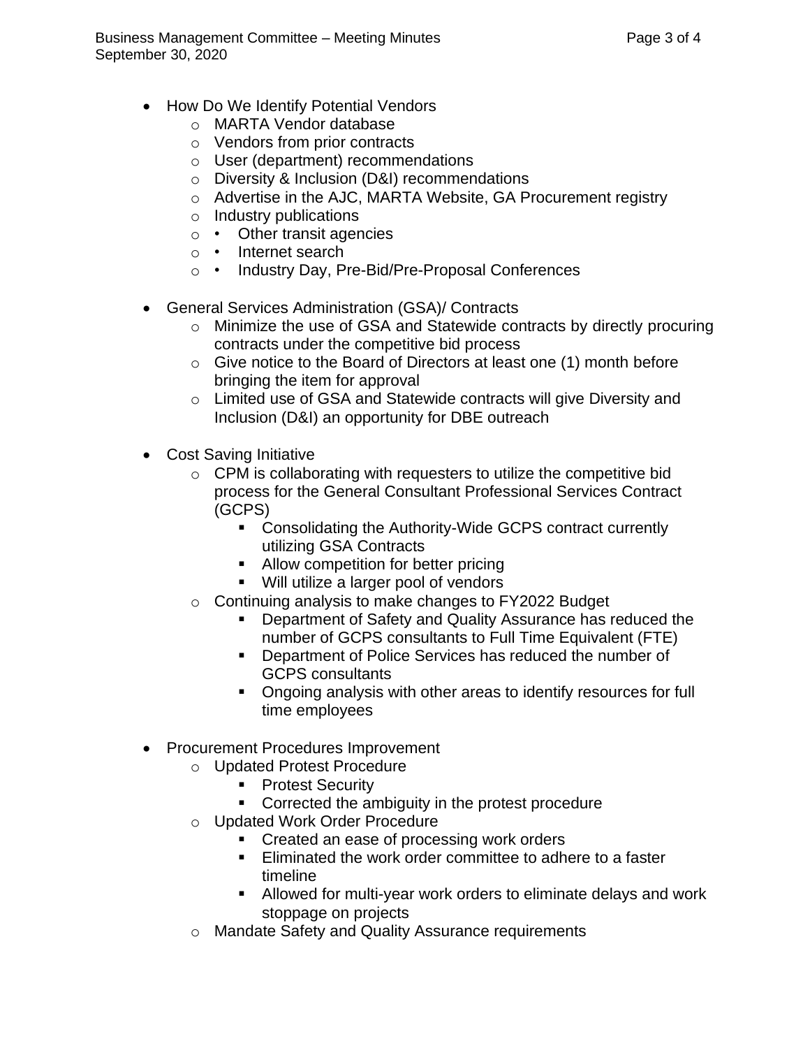- How Do We Identify Potential Vendors
  - MARTA Vendor database
  - Vendors from prior contracts
  - User (department) recommendations
  - Diversity & Inclusion (D&I) recommendations
  - Advertise in the AJC, MARTA Website, GA Procurement registry
  - Industry publications
  - • Other transit agencies
  - • Internet search
  - • Industry Day, Pre-Bid/Pre-Proposal Conferences

- General Services Administration (GSA)/ Contracts
  - Minimize the use of GSA and Statewide contracts by directly procuring contracts under the competitive bid process
  - Give notice to the Board of Directors at least one (1) month before bringing the item for approval
  - Limited use of GSA and Statewide contracts will give Diversity and Inclusion (D&I) an opportunity for DBE outreach

- Cost Saving Initiative
  - CPM is collaborating with requesters to utilize the competitive bid process for the General Consultant Professional Services Contract (GCPS)
    - Consolidating the Authority-Wide GCPS contract currently utilizing GSA Contracts
    - Allow competition for better pricing
    - Will utilize a larger pool of vendors
  - Continuing analysis to make changes to FY2022 Budget
    - Department of Safety and Quality Assurance has reduced the number of GCPS consultants to Full Time Equivalent (FTE)
    - Department of Police Services has reduced the number of GCPS consultants
    - Ongoing analysis with other areas to identify resources for full time employees

- Procurement Procedures Improvement
  - Updated Protest Procedure
    - Protest Security
    - Corrected the ambiguity in the protest procedure
  - Updated Work Order Procedure
    - Created an ease of processing work orders
    - Eliminated the work order committee to adhere to a faster timeline
    - Allowed for multi-year work orders to eliminate delays and work stoppage on projects
  - Mandate Safety and Quality Assurance requirements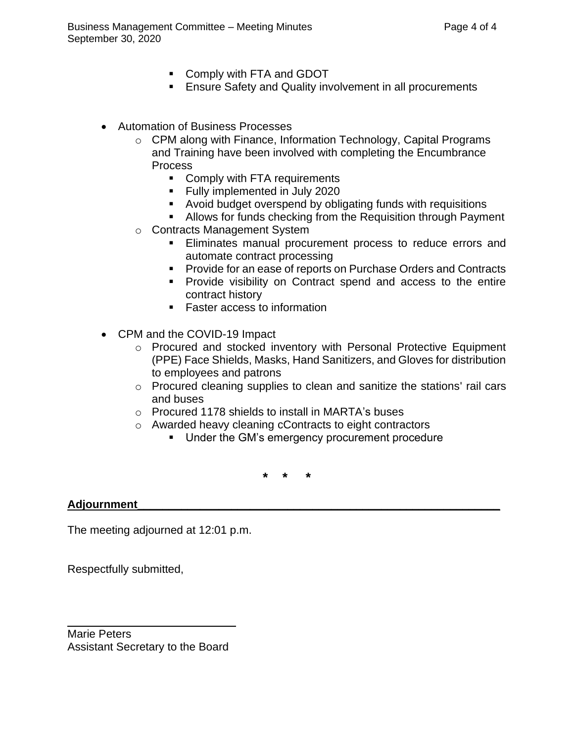- Comply with FTA and GDOT
        - Ensure Safety and Quality involvement in all procurements

- Automation of Business Processes
    - CPM along with Finance, Information Technology, Capital Programs and Training have been involved with completing the Encumbrance Process
        - Comply with FTA requirements
        - Fully implemented in July 2020
        - Avoid budget overspend by obligating funds with requisitions
        - Allows for funds checking from the Requisition through Payment
    - Contracts Management System
        - Eliminates manual procurement process to reduce errors and automate contract processing
        - Provide for an ease of reports on Purchase Orders and Contracts
        - Provide visibility on Contract spend and access to the entire contract history
        - Faster access to information

- CPM and the COVID-19 Impact
    - Procured and stocked inventory with Personal Protective Equipment (PPE) Face Shields, Masks, Hand Sanitizers, and Gloves for distribution to employees and patrons
    - Procured cleaning supplies to clean and sanitize the stations' rail cars and buses
    - Procured 1178 shields to install in MARTA's buses
    - Awarded heavy cleaning cContracts to eight contractors
        - Under the GM's emergency procurement procedure

\* \* \*

**Adjournment**

The meeting adjourned at 12:01 p.m.

Respectfully submitted,

Marie Peters
Assistant Secretary to the Board